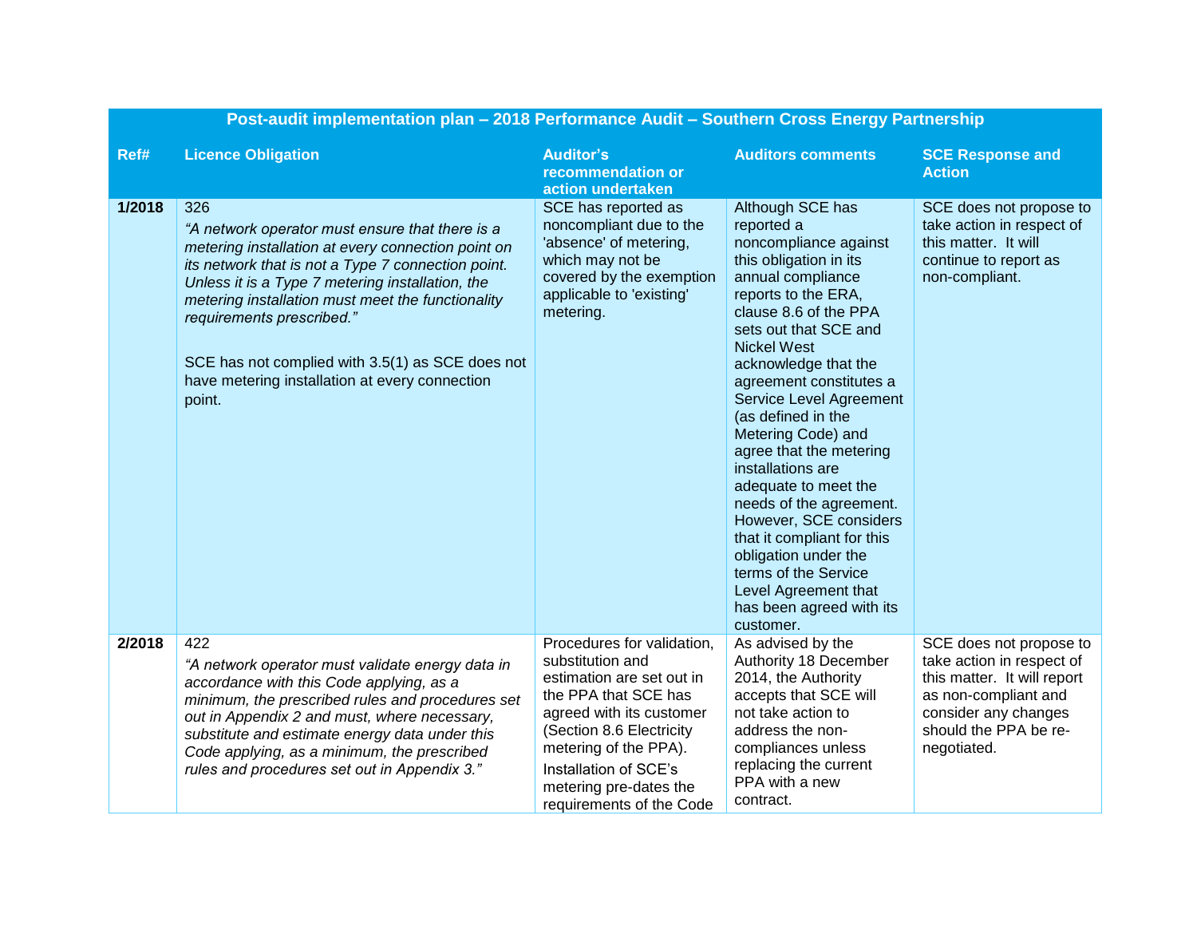| Post-audit implementation plan – 2018 Performance Audit – Southern Cross Energy Partnership | | | | |
|---|---|---|---|---|
| **Ref#** | **Licence Obligation** | **Auditor's recommendation or action undertaken** | **Auditors comments** | **SCE Response and Action** |
| **1/2018** | 326<br>*"A network operator must ensure that there is a metering installation at every connection point on its network that is not a Type 7 connection point. Unless it is a Type 7 metering installation, the metering installation must meet the functionality requirements prescribed."*<br><br>SCE has not complied with 3.5(1) as SCE does not have metering installation at every connection point. | SCE has reported as noncompliant due to the 'absence' of metering, which may not be covered by the exemption applicable to 'existing' metering. | Although SCE has reported a noncompliance against this obligation in its annual compliance reports to the ERA, clause 8.6 of the PPA sets out that SCE and Nickel West acknowledge that the agreement constitutes a Service Level Agreement (as defined in the Metering Code) and agree that the metering installations are adequate to meet the needs of the agreement. However, SCE considers that it compliant for this obligation under the terms of the Service Level Agreement that has been agreed with its customer. | SCE does not propose to take action in respect of this matter. It will continue to report as non-compliant. |
| **2/2018** | 422<br>*"A network operator must validate energy data in accordance with this Code applying, as a minimum, the prescribed rules and procedures set out in Appendix 2 and must, where necessary, substitute and estimate energy data under this Code applying, as a minimum, the prescribed rules and procedures set out in Appendix 3."* | Procedures for validation, substitution and estimation are set out in the PPA that SCE has agreed with its customer (Section 8.6 Electricity metering of the PPA).<br>Installation of SCE's metering pre-dates the requirements of the Code | As advised by the Authority 18 December 2014, the Authority accepts that SCE will not take action to address the non-compliances unless replacing the current PPA with a new contract. | SCE does not propose to take action in respect of this matter. It will report as non-compliant and consider any changes should the PPA be re-negotiated. |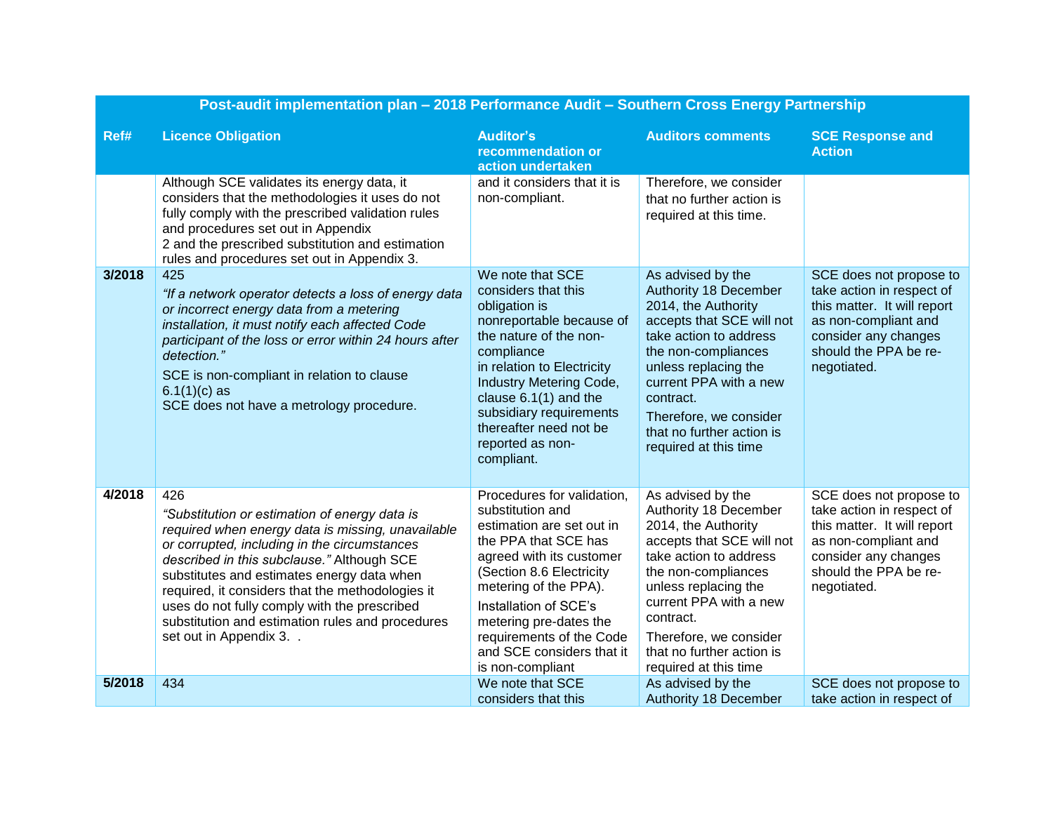| Post-audit implementation plan – 2018 Performance Audit – Southern Cross Energy Partnership | | | | |
|---|---|---|---|---|
| **Ref#** | **Licence Obligation** | **Auditor's recommendation or action undertaken** | **Auditors comments** | **SCE Response and Action** |
| | Although SCE validates its energy data, it considers that the methodologies it uses do not fully comply with the prescribed validation rules and procedures set out in Appendix 2 and the prescribed substitution and estimation rules and procedures set out in Appendix 3. | and it considers that it is non-compliant. | Therefore, we consider that no further action is required at this time. | |
| **3/2018** | 425<br>*"If a network operator detects a loss of energy data or incorrect energy data from a metering installation, it must notify each affected Code participant of the loss or error within 24 hours after detection."*<br>SCE is non-compliant in relation to clause 6.1(1)(c) as SCE does not have a metrology procedure. | We note that SCE considers that this obligation is nonreportable because of the nature of the non-compliance in relation to Electricity Industry Metering Code, clause 6.1(1) and the subsidiary requirements thereafter need not be reported as non-compliant. | As advised by the Authority 18 December 2014, the Authority accepts that SCE will not take action to address the non-compliances unless replacing the current PPA with a new contract.<br>Therefore, we consider that no further action is required at this time | SCE does not propose to take action in respect of this matter. It will report as non-compliant and consider any changes should the PPA be re-negotiated. |
| **4/2018** | 426<br>*"Substitution or estimation of energy data is required when energy data is missing, unavailable or corrupted, including in the circumstances described in this subclause."* Although SCE substitutes and estimates energy data when required, it considers that the methodologies it uses do not fully comply with the prescribed substitution and estimation rules and procedures set out in Appendix 3. . | Procedures for validation, substitution and estimation are set out in the PPA that SCE has agreed with its customer (Section 8.6 Electricity metering of the PPA).<br>Installation of SCE's metering pre-dates the requirements of the Code and SCE considers that it is non-compliant | As advised by the Authority 18 December 2014, the Authority accepts that SCE will not take action to address the non-compliances unless replacing the current PPA with a new contract.<br>Therefore, we consider that no further action is required at this time | SCE does not propose to take action in respect of this matter. It will report as non-compliant and consider any changes should the PPA be re-negotiated. |
| **5/2018** | 434 | We note that SCE considers that this | As advised by the Authority 18 December | SCE does not propose to take action in respect of |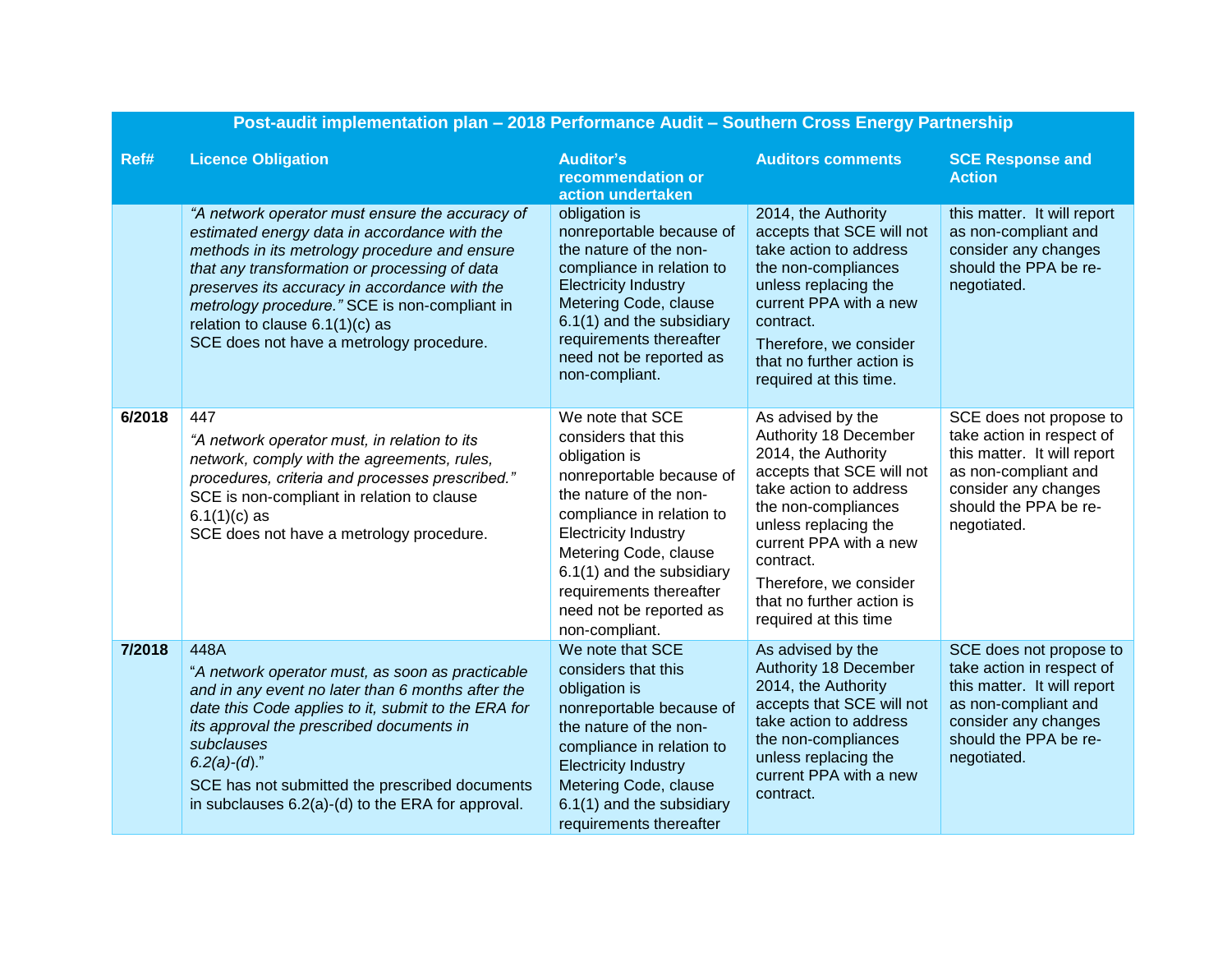| Post-audit implementation plan – 2018 Performance Audit – Southern Cross Energy Partnership | | | | |
|---|---|---|---|---|
| **Ref#** | **Licence Obligation** | **Auditor's recommendation or action undertaken** | **Auditors comments** | **SCE Response and Action** |
| | *"A network operator must ensure the accuracy of estimated energy data in accordance with the methods in its metrology procedure and ensure that any transformation or processing of data preserves its accuracy in accordance with the metrology procedure."* SCE is non-compliant in relation to clause 6.1(1)(c) as SCE does not have a metrology procedure. | obligation is nonreportable because of the nature of the non-compliance in relation to Electricity Industry Metering Code, clause 6.1(1) and the subsidiary requirements thereafter need not be reported as non-compliant. | 2014, the Authority accepts that SCE will not take action to address the non-compliances unless replacing the current PPA with a new contract.<br>Therefore, we consider that no further action is required at this time. | this matter. It will report as non-compliant and consider any changes should the PPA be re-negotiated. |
| **6/2018** | 447<br>*"A network operator must, in relation to its network, comply with the agreements, rules, procedures, criteria and processes prescribed."* SCE is non-compliant in relation to clause 6.1(1)(c) as SCE does not have a metrology procedure. | We note that SCE considers that this obligation is nonreportable because of the nature of the non-compliance in relation to Electricity Industry Metering Code, clause 6.1(1) and the subsidiary requirements thereafter need not be reported as non-compliant. | As advised by the Authority 18 December 2014, the Authority accepts that SCE will not take action to address the non-compliances unless replacing the current PPA with a new contract.<br>Therefore, we consider that no further action is required at this time | SCE does not propose to take action in respect of this matter. It will report as non-compliant and consider any changes should the PPA be re-negotiated. |
| **7/2018** | 448A<br>"*A network operator must, as soon as practicable and in any event no later than 6 months after the date this Code applies to it, submit to the ERA for its approval the prescribed documents in subclauses 6.2(a)-(d).*"<br>SCE has not submitted the prescribed documents in subclauses 6.2(a)-(d) to the ERA for approval. | We note that SCE considers that this obligation is nonreportable because of the nature of the non-compliance in relation to Electricity Industry Metering Code, clause 6.1(1) and the subsidiary requirements thereafter | As advised by the Authority 18 December 2014, the Authority accepts that SCE will not take action to address the non-compliances unless replacing the current PPA with a new contract. | SCE does not propose to take action in respect of this matter. It will report as non-compliant and consider any changes should the PPA be re-negotiated. |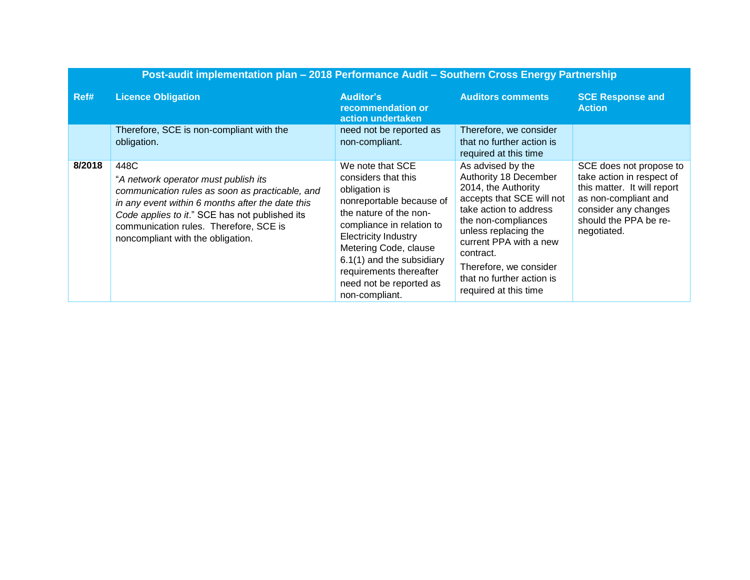| Post-audit implementation plan – 2018 Performance Audit – Southern Cross Energy Partnership | | | | |
|---|---|---|---|---|
| **Ref#** | **Licence Obligation** | **Auditor's recommendation or action undertaken** | **Auditors comments** | **SCE Response and Action** |
| | Therefore, SCE is non-compliant with the obligation. | need not be reported as non-compliant. | Therefore, we consider that no further action is required at this time | |
| **8/2018** | 448C<br>"*A network operator must publish its communication rules as soon as practicable, and in any event within 6 months after the date this Code applies to it*." SCE has not published its communication rules. Therefore, SCE is noncompliant with the obligation. | We note that SCE considers that this obligation is nonreportable because of the nature of the non-compliance in relation to Electricity Industry Metering Code, clause 6.1(1) and the subsidiary requirements thereafter need not be reported as non-compliant. | As advised by the Authority 18 December 2014, the Authority accepts that SCE will not take action to address the non-compliances unless replacing the current PPA with a new contract.<br>Therefore, we consider that no further action is required at this time | SCE does not propose to take action in respect of this matter. It will report as non-compliant and consider any changes should the PPA be re-negotiated. |